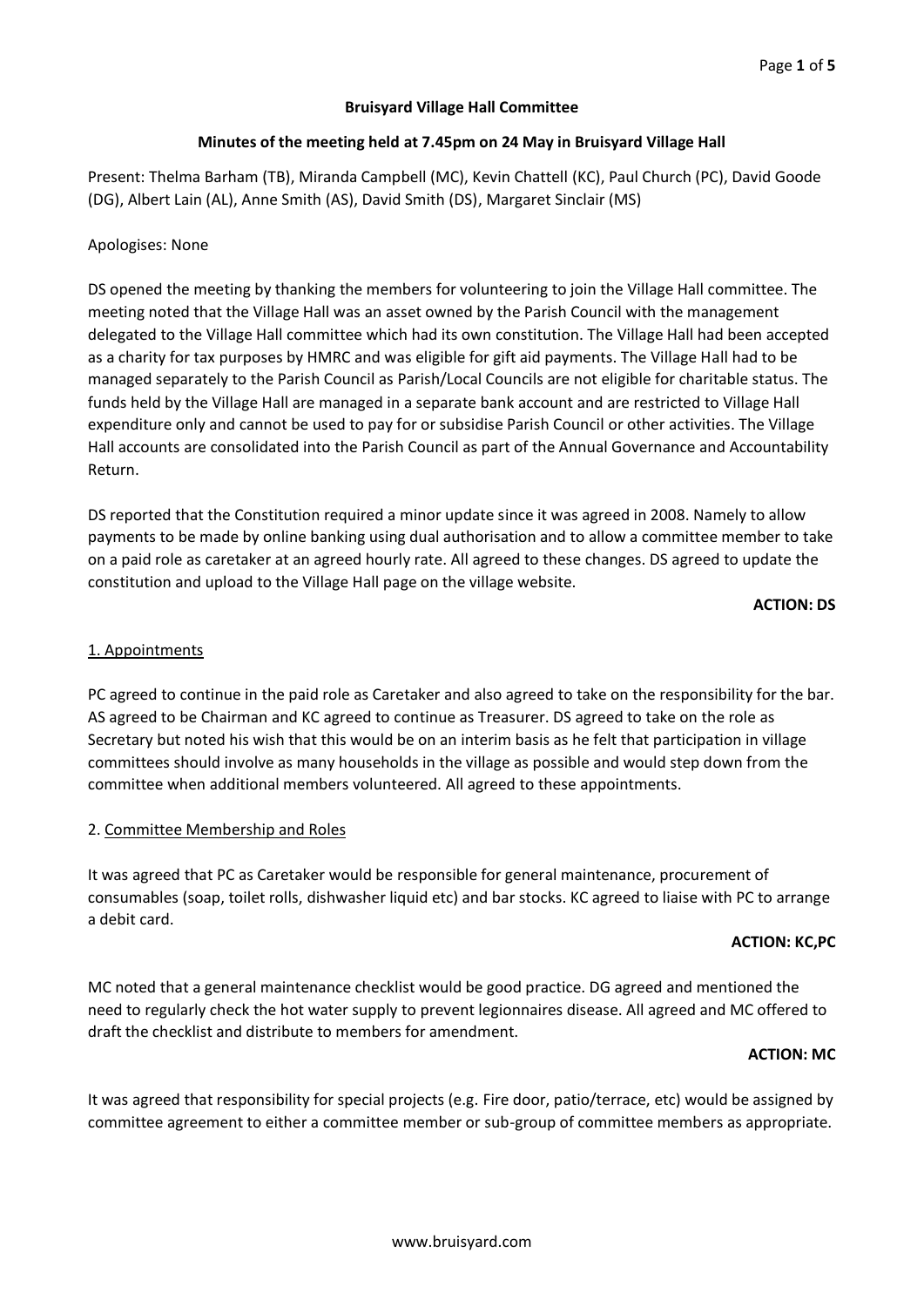**Bruisyard Village Hall Committee**

**Minutes of the meeting held at 7.45pm on 24 May in Bruisyard Village Hall**

Present: Thelma Barham (TB), Miranda Campbell (MC), Kevin Chattell (KC), Paul Church (PC), David Goode (DG), Albert Lain (AL), Anne Smith (AS), David Smith (DS), Margaret Sinclair (MS)

Apologises: None

DS opened the meeting by thanking the members for volunteering to join the Village Hall committee. The meeting noted that the Village Hall was an asset owned by the Parish Council with the management delegated to the Village Hall committee which had its own constitution. The Village Hall had been accepted as a charity for tax purposes by HMRC and was eligible for gift aid payments. The Village Hall had to be managed separately to the Parish Council as Parish/Local Councils are not eligible for charitable status. The funds held by the Village Hall are managed in a separate bank account and are restricted to Village Hall expenditure only and cannot be used to pay for or subsidise Parish Council or other activities. The Village Hall accounts are consolidated into the Parish Council as part of the Annual Governance and Accountability Return.

DS reported that the Constitution required a minor update since it was agreed in 2008. Namely to allow payments to be made by online banking using dual authorisation and to allow a committee member to take on a paid role as caretaker at an agreed hourly rate. All agreed to these changes. DS agreed to update the constitution and upload to the Village Hall page on the village website.

**ACTION: DS**

1. Appointments

PC agreed to continue in the paid role as Caretaker and also agreed to take on the responsibility for the bar. AS agreed to be Chairman and KC agreed to continue as Treasurer. DS agreed to take on the role as Secretary but noted his wish that this would be on an interim basis as he felt that participation in village committees should involve as many households in the village as possible and would step down from the committee when additional members volunteered. All agreed to these appointments.

2. Committee Membership and Roles

It was agreed that PC as Caretaker would be responsible for general maintenance, procurement of consumables (soap, toilet rolls, dishwasher liquid etc) and bar stocks. KC agreed to liaise with PC to arrange a debit card.

**ACTION: KC,PC**

MC noted that a general maintenance checklist would be good practice. DG agreed and mentioned the need to regularly check the hot water supply to prevent legionnaires disease. All agreed and MC offered to draft the checklist and distribute to members for amendment.

**ACTION: MC**

It was agreed that responsibility for special projects (e.g. Fire door, patio/terrace, etc) would be assigned by committee agreement to either a committee member or sub-group of committee members as appropriate.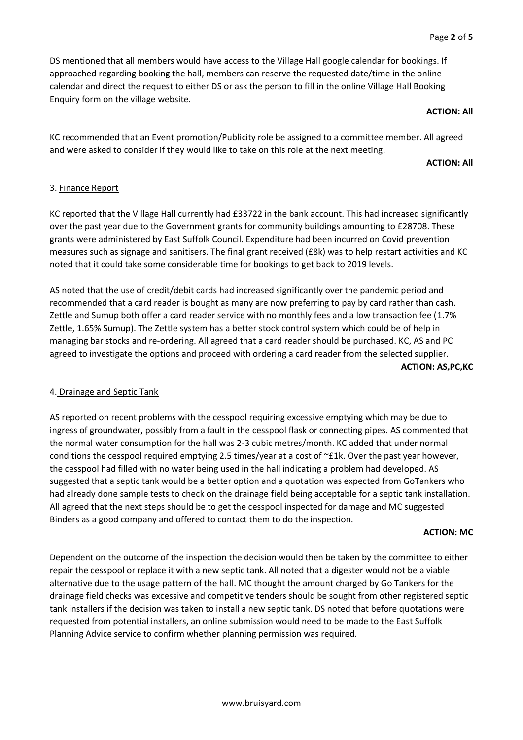DS mentioned that all members would have access to the Village Hall google calendar for bookings. If approached regarding booking the hall, members can reserve the requested date/time in the online calendar and direct the request to either DS or ask the person to fill in the online Village Hall Booking Enquiry form on the village website.

**ACTION: All**

KC recommended that an Event promotion/Publicity role be assigned to a committee member. All agreed and were asked to consider if they would like to take on this role at the next meeting.

**ACTION: All**

3. <u>Finance Report</u>

KC reported that the Village Hall currently had £33722 in the bank account. This had increased significantly over the past year due to the Government grants for community buildings amounting to £28708. These grants were administered by East Suffolk Council. Expenditure had been incurred on Covid prevention measures such as signage and sanitisers. The final grant received (£8k) was to help restart activities and KC noted that it could take some considerable time for bookings to get back to 2019 levels.

AS noted that the use of credit/debit cards had increased significantly over the pandemic period and recommended that a card reader is bought as many are now preferring to pay by card rather than cash. Zettle and Sumup both offer a card reader service with no monthly fees and a low transaction fee (1.7% Zettle, 1.65% Sumup). The Zettle system has a better stock control system which could be of help in managing bar stocks and re-ordering. All agreed that a card reader should be purchased. KC, AS and PC agreed to investigate the options and proceed with ordering a card reader from the selected supplier.

**ACTION: AS,PC,KC**

4. <u>Drainage and Septic Tank</u>

AS reported on recent problems with the cesspool requiring excessive emptying which may be due to ingress of groundwater, possibly from a fault in the cesspool flask or connecting pipes. AS commented that the normal water consumption for the hall was 2-3 cubic metres/month. KC added that under normal conditions the cesspool required emptying 2.5 times/year at a cost of ~£1k. Over the past year however, the cesspool had filled with no water being used in the hall indicating a problem had developed. AS suggested that a septic tank would be a better option and a quotation was expected from GoTankers who had already done sample tests to check on the drainage field being acceptable for a septic tank installation. All agreed that the next steps should be to get the cesspool inspected for damage and MC suggested Binders as a good company and offered to contact them to do the inspection.

**ACTION: MC**

Dependent on the outcome of the inspection the decision would then be taken by the committee to either repair the cesspool or replace it with a new septic tank. All noted that a digester would not be a viable alternative due to the usage pattern of the hall. MC thought the amount charged by Go Tankers for the drainage field checks was excessive and competitive tenders should be sought from other registered septic tank installers if the decision was taken to install a new septic tank. DS noted that before quotations were requested from potential installers, an online submission would need to be made to the East Suffolk Planning Advice service to confirm whether planning permission was required.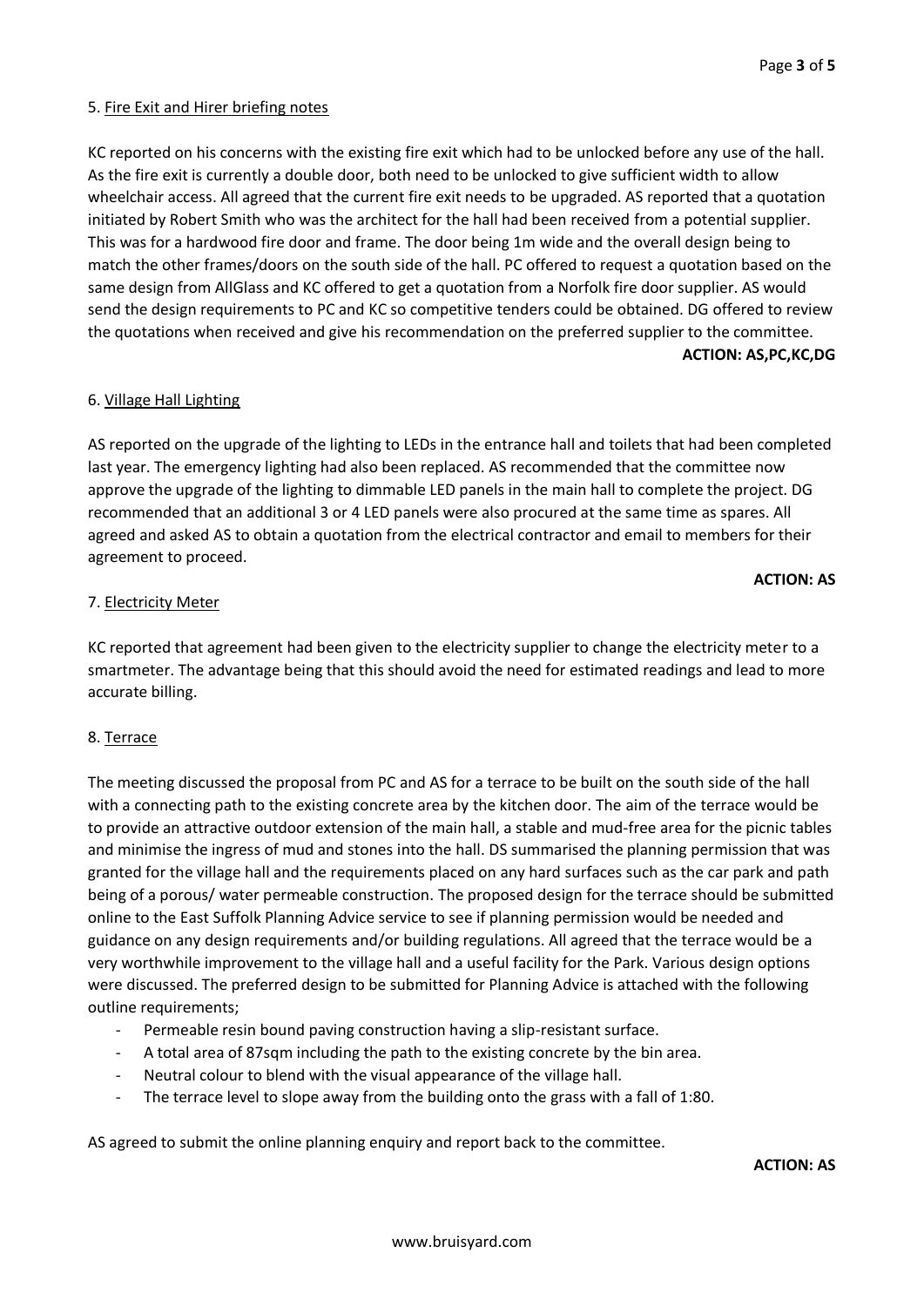5. <u>Fire Exit and Hirer briefing notes</u>

KC reported on his concerns with the existing fire exit which had to be unlocked before any use of the hall. As the fire exit is currently a double door, both need to be unlocked to give sufficient width to allow wheelchair access. All agreed that the current fire exit needs to be upgraded. AS reported that a quotation initiated by Robert Smith who was the architect for the hall had been received from a potential supplier. This was for a hardwood fire door and frame. The door being 1m wide and the overall design being to match the other frames/doors on the south side of the hall. PC offered to request a quotation based on the same design from AllGlass and KC offered to get a quotation from a Norfolk fire door supplier. AS would send the design requirements to PC and KC so competitive tenders could be obtained. DG offered to review the quotations when received and give his recommendation on the preferred supplier to the committee.

**ACTION: AS,PC,KC,DG**

6. <u>Village Hall Lighting</u>

AS reported on the upgrade of the lighting to LEDs in the entrance hall and toilets that had been completed last year. The emergency lighting had also been replaced. AS recommended that the committee now approve the upgrade of the lighting to dimmable LED panels in the main hall to complete the project. DG recommended that an additional 3 or 4 LED panels were also procured at the same time as spares. All agreed and asked AS to obtain a quotation from the electrical contractor and email to members for their agreement to proceed.

**ACTION: AS**

7. <u>Electricity Meter</u>

KC reported that agreement had been given to the electricity supplier to change the electricity meter to a smartmeter. The advantage being that this should avoid the need for estimated readings and lead to more accurate billing.

8. <u>Terrace</u>

The meeting discussed the proposal from PC and AS for a terrace to be built on the south side of the hall with a connecting path to the existing concrete area by the kitchen door. The aim of the terrace would be to provide an attractive outdoor extension of the main hall, a stable and mud-free area for the picnic tables and minimise the ingress of mud and stones into the hall. DS summarised the planning permission that was granted for the village hall and the requirements placed on any hard surfaces such as the car park and path being of a porous/ water permeable construction. The proposed design for the terrace should be submitted online to the East Suffolk Planning Advice service to see if planning permission would be needed and guidance on any design requirements and/or building regulations. All agreed that the terrace would be a very worthwhile improvement to the village hall and a useful facility for the Park. Various design options were discussed. The preferred design to be submitted for Planning Advice is attached with the following outline requirements;

- Permeable resin bound paving construction having a slip-resistant surface.
- A total area of 87sqm including the path to the existing concrete by the bin area.
- Neutral colour to blend with the visual appearance of the village hall.
- The terrace level to slope away from the building onto the grass with a fall of 1:80.

AS agreed to submit the online planning enquiry and report back to the committee.

**ACTION: AS**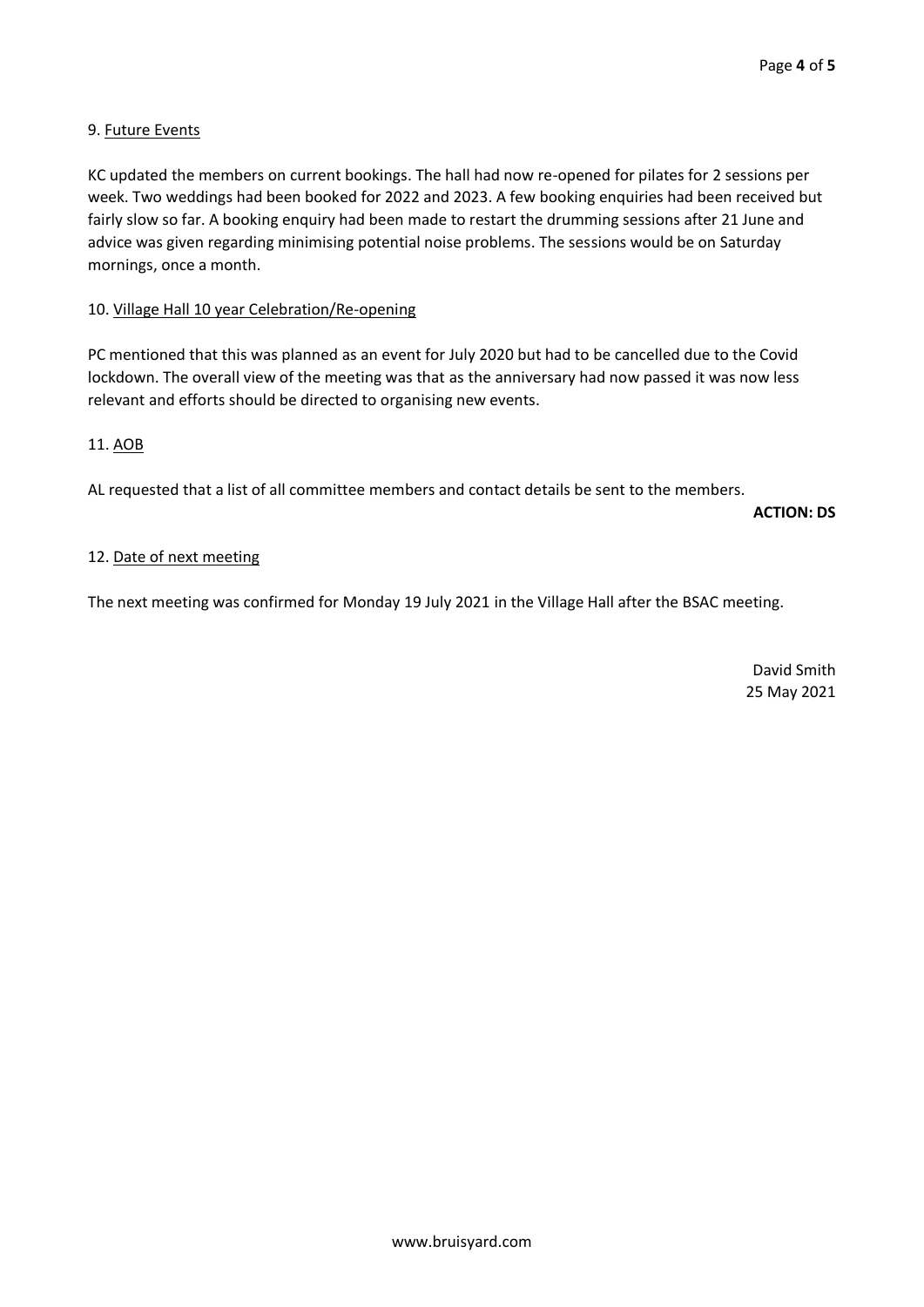9. <u>Future Events</u>

KC updated the members on current bookings. The hall had now re-opened for pilates for 2 sessions per week. Two weddings had been booked for 2022 and 2023. A few booking enquiries had been received but fairly slow so far. A booking enquiry had been made to restart the drumming sessions after 21 June and advice was given regarding minimising potential noise problems. The sessions would be on Saturday mornings, once a month.

10. <u>Village Hall 10 year Celebration/Re-opening</u>

PC mentioned that this was planned as an event for July 2020 but had to be cancelled due to the Covid lockdown. The overall view of the meeting was that as the anniversary had now passed it was now less relevant and efforts should be directed to organising new events.

11. <u>AOB</u>

AL requested that a list of all committee members and contact details be sent to the members.

**ACTION: DS**

12. <u>Date of next meeting</u>

The next meeting was confirmed for Monday 19 July 2021 in the Village Hall after the BSAC meeting.

David Smith
25 May 2021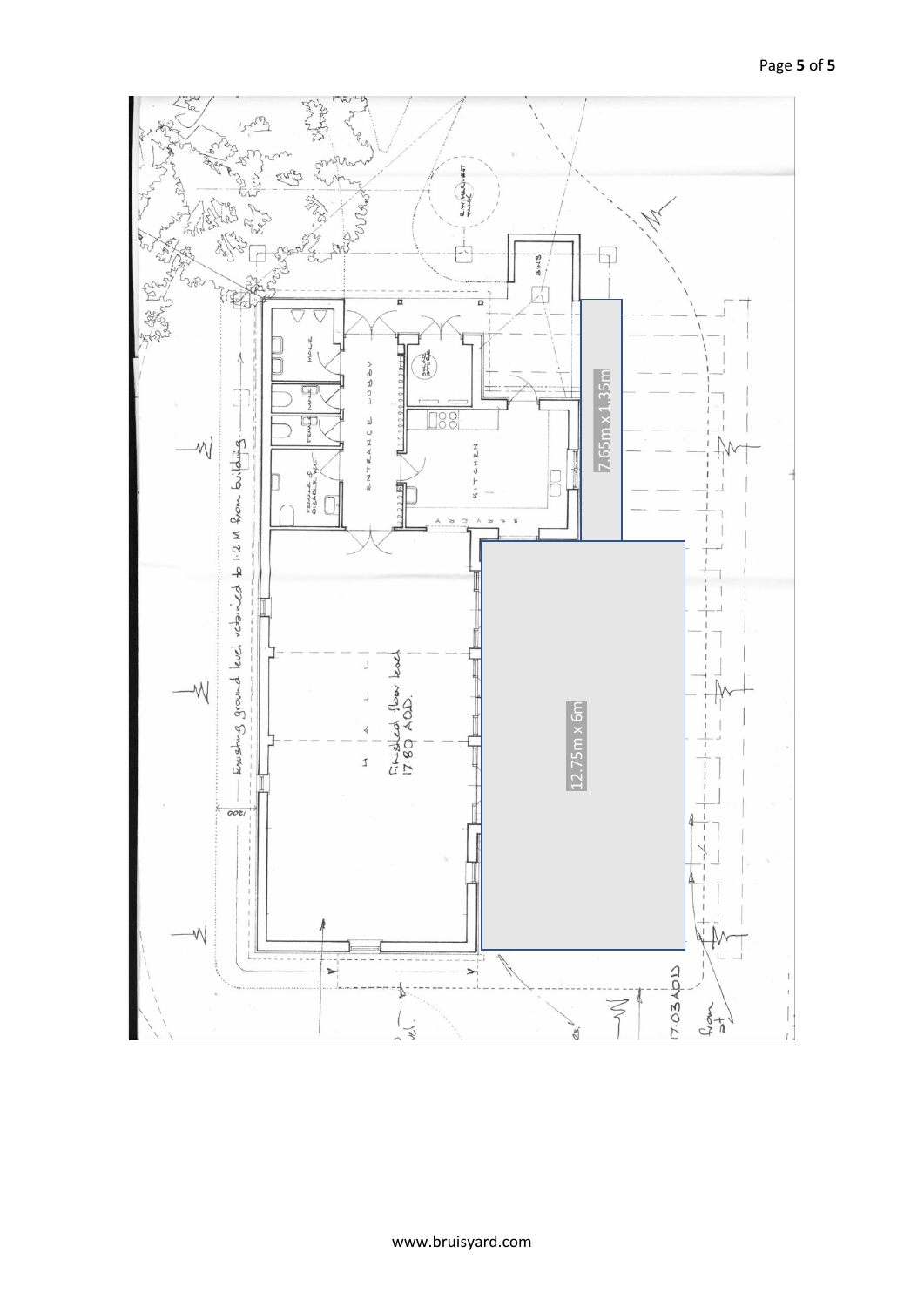7.65m x 1.35m

12.75m x 6m

Existing ground level retained to 1.2 M from building

Finished floor level 17.80 AOD.

ENTRANCE LOBBY

KITCHEN

SERVERY

HALL

MALE

FEMALE

FEMALE & DISABLED WC

CHAIR STORE

BINS

RAIN HARVEST TANK

1200

17.03AOD

www.bruisyard.com